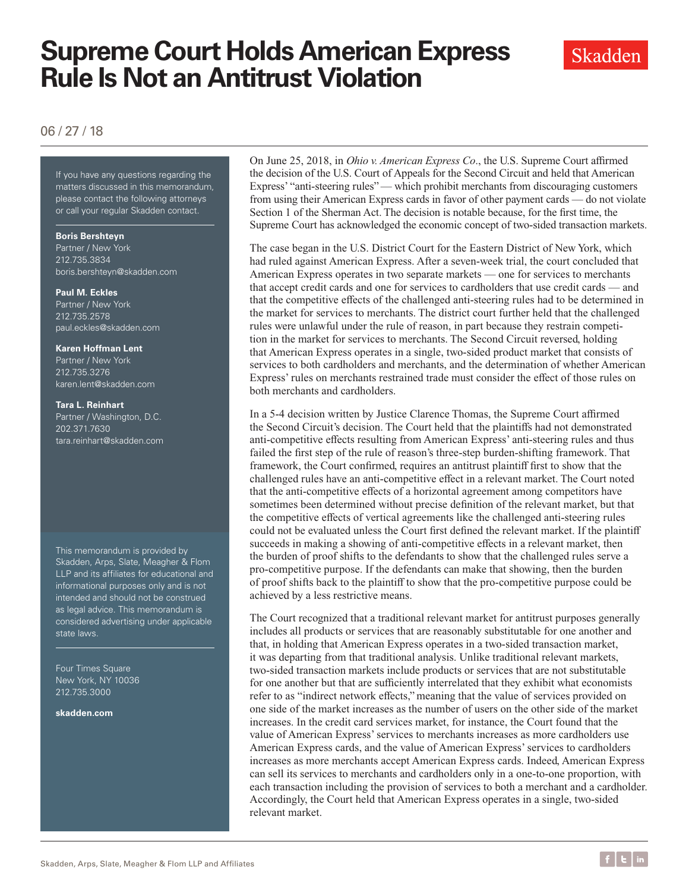# Supreme Court Holds American Express Rule Is Not an Antitrust Violation

Skadden

06 / 27 / 18

If you have any questions regarding the matters discussed in this memorandum, please contact the following attorneys or call your regular Skadden contact.

**Boris Bershteyn**
Partner / New York
212.735.3834
boris.bershteyn@skadden.com

**Paul M. Eckles**
Partner / New York
212.735.2578
paul.eckles@skadden.com

**Karen Hoffman Lent**
Partner / New York
212.735.3276
karen.lent@skadden.com

**Tara L. Reinhart**
Partner / Washington, D.C.
202.371.7630
tara.reinhart@skadden.com

This memorandum is provided by Skadden, Arps, Slate, Meagher & Flom LLP and its affiliates for educational and informational purposes only and is not intended and should not be construed as legal advice. This memorandum is considered advertising under applicable state laws.

Four Times Square
New York, NY 10036
212.735.3000

**skadden.com**

On June 25, 2018, in *Ohio v. American Express Co*., the U.S. Supreme Court affirmed the decision of the U.S. Court of Appeals for the Second Circuit and held that American Express' "anti-steering rules" — which prohibit merchants from discouraging customers from using their American Express cards in favor of other payment cards — do not violate Section 1 of the Sherman Act. The decision is notable because, for the first time, the Supreme Court has acknowledged the economic concept of two-sided transaction markets.

The case began in the U.S. District Court for the Eastern District of New York, which had ruled against American Express. After a seven-week trial, the court concluded that American Express operates in two separate markets — one for services to merchants that accept credit cards and one for services to cardholders that use credit cards — and that the competitive effects of the challenged anti-steering rules had to be determined in the market for services to merchants. The district court further held that the challenged rules were unlawful under the rule of reason, in part because they restrain competition in the market for services to merchants. The Second Circuit reversed, holding that American Express operates in a single, two-sided product market that consists of services to both cardholders and merchants, and the determination of whether American Express' rules on merchants restrained trade must consider the effect of those rules on both merchants and cardholders.

In a 5-4 decision written by Justice Clarence Thomas, the Supreme Court affirmed the Second Circuit's decision. The Court held that the plaintiffs had not demonstrated anti-competitive effects resulting from American Express' anti-steering rules and thus failed the first step of the rule of reason's three-step burden-shifting framework. That framework, the Court confirmed, requires an antitrust plaintiff first to show that the challenged rules have an anti-competitive effect in a relevant market. The Court noted that the anti-competitive effects of a horizontal agreement among competitors have sometimes been determined without precise definition of the relevant market, but that the competitive effects of vertical agreements like the challenged anti-steering rules could not be evaluated unless the Court first defined the relevant market. If the plaintiff succeeds in making a showing of anti-competitive effects in a relevant market, then the burden of proof shifts to the defendants to show that the challenged rules serve a pro-competitive purpose. If the defendants can make that showing, then the burden of proof shifts back to the plaintiff to show that the pro-competitive purpose could be achieved by a less restrictive means.

The Court recognized that a traditional relevant market for antitrust purposes generally includes all products or services that are reasonably substitutable for one another and that, in holding that American Express operates in a two-sided transaction market, it was departing from that traditional analysis. Unlike traditional relevant markets, two-sided transaction markets include products or services that are not substitutable for one another but that are sufficiently interrelated that they exhibit what economists refer to as "indirect network effects," meaning that the value of services provided on one side of the market increases as the number of users on the other side of the market increases. In the credit card services market, for instance, the Court found that the value of American Express' services to merchants increases as more cardholders use American Express cards, and the value of American Express' services to cardholders increases as more merchants accept American Express cards. Indeed, American Express can sell its services to merchants and cardholders only in a one-to-one proportion, with each transaction including the provision of services to both a merchant and a cardholder. Accordingly, the Court held that American Express operates in a single, two-sided relevant market.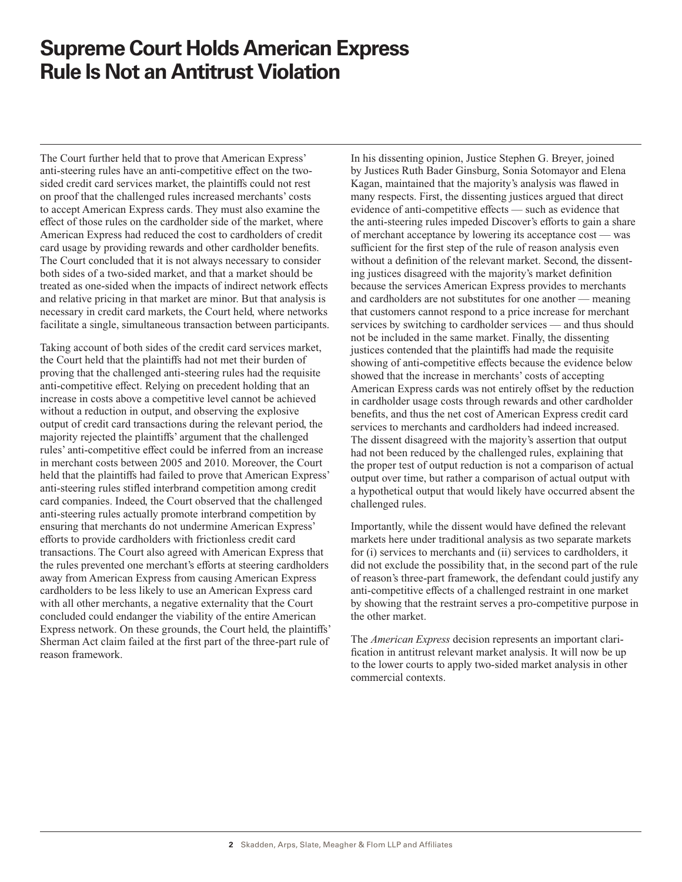# Supreme Court Holds American Express Rule Is Not an Antitrust Violation

The Court further held that to prove that American Express' anti-steering rules have an anti-competitive effect on the two-sided credit card services market, the plaintiffs could not rest on proof that the challenged rules increased merchants' costs to accept American Express cards. They must also examine the effect of those rules on the cardholder side of the market, where American Express had reduced the cost to cardholders of credit card usage by providing rewards and other cardholder benefits. The Court concluded that it is not always necessary to consider both sides of a two-sided market, and that a market should be treated as one-sided when the impacts of indirect network effects and relative pricing in that market are minor. But that analysis is necessary in credit card markets, the Court held, where networks facilitate a single, simultaneous transaction between participants.

Taking account of both sides of the credit card services market, the Court held that the plaintiffs had not met their burden of proving that the challenged anti-steering rules had the requisite anti-competitive effect. Relying on precedent holding that an increase in costs above a competitive level cannot be achieved without a reduction in output, and observing the explosive output of credit card transactions during the relevant period, the majority rejected the plaintiffs' argument that the challenged rules' anti-competitive effect could be inferred from an increase in merchant costs between 2005 and 2010. Moreover, the Court held that the plaintiffs had failed to prove that American Express' anti-steering rules stifled interbrand competition among credit card companies. Indeed, the Court observed that the challenged anti-steering rules actually promote interbrand competition by ensuring that merchants do not undermine American Express' efforts to provide cardholders with frictionless credit card transactions. The Court also agreed with American Express that the rules prevented one merchant's efforts at steering cardholders away from American Express from causing American Express cardholders to be less likely to use an American Express card with all other merchants, a negative externality that the Court concluded could endanger the viability of the entire American Express network. On these grounds, the Court held, the plaintiffs' Sherman Act claim failed at the first part of the three-part rule of reason framework.

In his dissenting opinion, Justice Stephen G. Breyer, joined by Justices Ruth Bader Ginsburg, Sonia Sotomayor and Elena Kagan, maintained that the majority's analysis was flawed in many respects. First, the dissenting justices argued that direct evidence of anti-competitive effects — such as evidence that the anti-steering rules impeded Discover's efforts to gain a share of merchant acceptance by lowering its acceptance cost — was sufficient for the first step of the rule of reason analysis even without a definition of the relevant market. Second, the dissenting justices disagreed with the majority's market definition because the services American Express provides to merchants and cardholders are not substitutes for one another — meaning that customers cannot respond to a price increase for merchant services by switching to cardholder services — and thus should not be included in the same market. Finally, the dissenting justices contended that the plaintiffs had made the requisite showing of anti-competitive effects because the evidence below showed that the increase in merchants' costs of accepting American Express cards was not entirely offset by the reduction in cardholder usage costs through rewards and other cardholder benefits, and thus the net cost of American Express credit card services to merchants and cardholders had indeed increased. The dissent disagreed with the majority's assertion that output had not been reduced by the challenged rules, explaining that the proper test of output reduction is not a comparison of actual output over time, but rather a comparison of actual output with a hypothetical output that would likely have occurred absent the challenged rules.

Importantly, while the dissent would have defined the relevant markets here under traditional analysis as two separate markets for (i) services to merchants and (ii) services to cardholders, it did not exclude the possibility that, in the second part of the rule of reason's three-part framework, the defendant could justify any anti-competitive effects of a challenged restraint in one market by showing that the restraint serves a pro-competitive purpose in the other market.

The *American Express* decision represents an important clarification in antitrust relevant market analysis. It will now be up to the lower courts to apply two-sided market analysis in other commercial contexts.